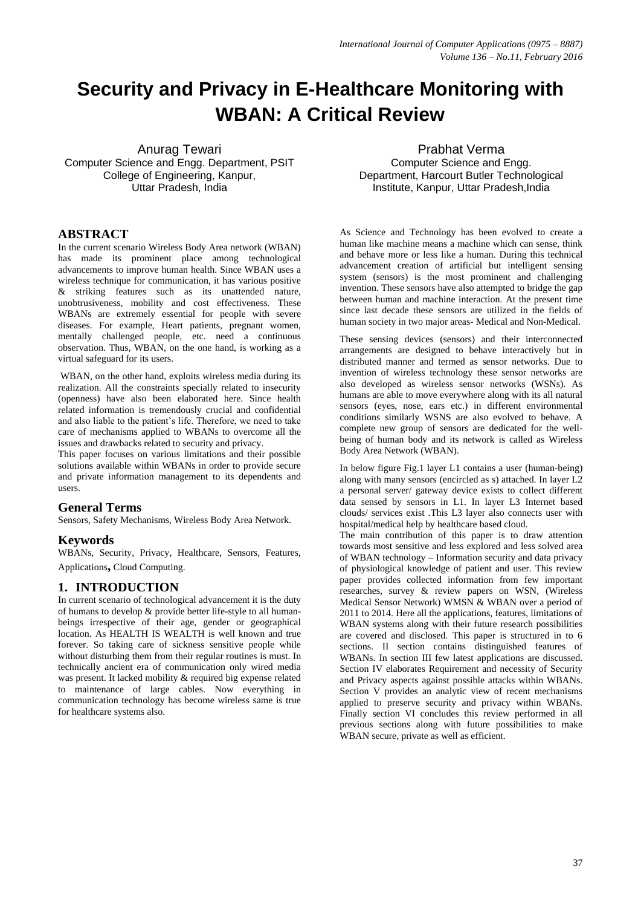# Security and Privacy in E-Healthcare Monitoring with WBAN: A Critical Review

Anurag Tewari
Computer Science and Engg. Department, PSIT College of Engineering, Kanpur, Uttar Pradesh, India

Prabhat Verma
Computer Science and Engg. Department, Harcourt Butler Technological Institute, Kanpur, Uttar Pradesh,India

## ABSTRACT

In the current scenario Wireless Body Area network (WBAN) has made its prominent place among technological advancements to improve human health. Since WBAN uses a wireless technique for communication, it has various positive & striking features such as its unattended nature, unobtrusiveness, mobility and cost effectiveness. These WBANs are extremely essential for people with severe diseases. For example, Heart patients, pregnant women, mentally challenged people, etc. need a continuous observation. Thus, WBAN, on the one hand, is working as a virtual safeguard for its users.

WBAN, on the other hand, exploits wireless media during its realization. All the constraints specially related to insecurity (openness) have also been elaborated here. Since health related information is tremendously crucial and confidential and also liable to the patient's life. Therefore, we need to take care of mechanisms applied to WBANs to overcome all the issues and drawbacks related to security and privacy.

This paper focuses on various limitations and their possible solutions available within WBANs in order to provide secure and private information management to its dependents and users.

## General Terms

Sensors, Safety Mechanisms, Wireless Body Area Network.

## Keywords

WBANs, Security, Privacy, Healthcare, Sensors, Features, Applications**,** Cloud Computing.

## 1. INTRODUCTION

In current scenario of technological advancement it is the duty of humans to develop & provide better life-style to all human-beings irrespective of their age, gender or geographical location. As HEALTH IS WEALTH is well known and true forever. So taking care of sickness sensitive people while without disturbing them from their regular routines is must. In technically ancient era of communication only wired media was present. It lacked mobility & required big expense related to maintenance of large cables. Now everything in communication technology has become wireless same is true for healthcare systems also.

As Science and Technology has been evolved to create a human like machine means a machine which can sense, think and behave more or less like a human. During this technical advancement creation of artificial but intelligent sensing system (sensors) is the most prominent and challenging invention. These sensors have also attempted to bridge the gap between human and machine interaction. At the present time since last decade these sensors are utilized in the fields of human society in two major areas- Medical and Non-Medical.

These sensing devices (sensors) and their interconnected arrangements are designed to behave interactively but in distributed manner and termed as sensor networks. Due to invention of wireless technology these sensor networks are also developed as wireless sensor networks (WSNs). As humans are able to move everywhere along with its all natural sensors (eyes, nose, ears etc.) in different environmental conditions similarly WSNS are also evolved to behave. A complete new group of sensors are dedicated for the well-being of human body and its network is called as Wireless Body Area Network (WBAN).

In below figure Fig.1 layer L1 contains a user (human-being) along with many sensors (encircled as s) attached. In layer L2 a personal server/ gateway device exists to collect different data sensed by sensors in L1. In layer L3 Internet based clouds/ services exist .This L3 layer also connects user with hospital/medical help by healthcare based cloud.

The main contribution of this paper is to draw attention towards most sensitive and less explored and less solved area of WBAN technology – Information security and data privacy of physiological knowledge of patient and user. This review paper provides collected information from few important researches, survey & review papers on WSN, (Wireless Medical Sensor Network) WMSN & WBAN over a period of 2011 to 2014. Here all the applications, features, limitations of WBAN systems along with their future research possibilities are covered and disclosed. This paper is structured in to 6 sections. II section contains distinguished features of WBANs. In section III few latest applications are discussed. Section IV elaborates Requirement and necessity of Security and Privacy aspects against possible attacks within WBANs. Section V provides an analytic view of recent mechanisms applied to preserve security and privacy within WBANs. Finally section VI concludes this review performed in all previous sections along with future possibilities to make WBAN secure, private as well as efficient.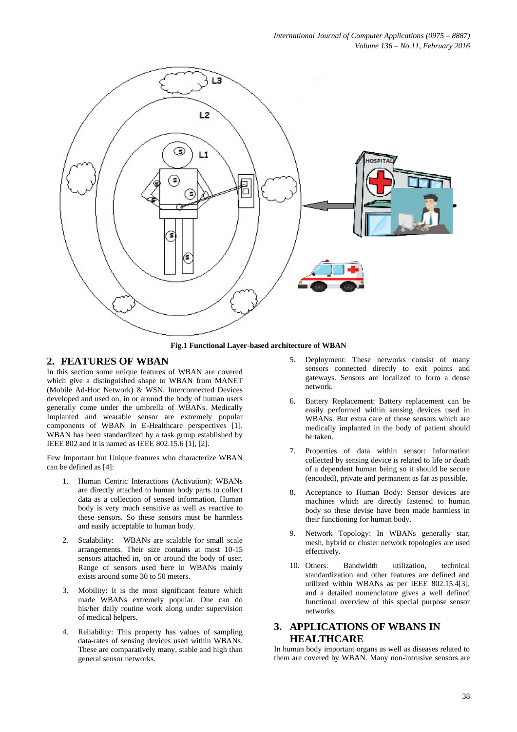Fig.1 Functional Layer-based architecture of WBAN

## 2. FEATURES OF WBAN

In this section some unique features of WBAN are covered which give a distinguished shape to WBAN from MANET (Mobile Ad-Hoc Network) & WSN. Interconnected Devices developed and used on, in or around the body of human users generally come under the umbrella of WBANs. Medically Implanted and wearable sensor are extremely popular components of WBAN in E-Healthcare perspectives [1]. WBAN has been standardized by a task group established by IEEE 802 and it is named as IEEE 802.15.6 [1], [2].

Few Important but Unique features who characterize WBAN can be defined as [4]:

1. Human Centric Interactions (Activation): WBANs are directly attached to human body parts to collect data as a collection of sensed information. Human body is very much sensitive as well as reactive to these sensors. So these sensors must be harmless and easily acceptable to human body.
2. Scalability: WBANs are scalable for small scale arrangements. Their size contains at most 10-15 sensors attached in, on or around the body of user. Range of sensors used here in WBANs mainly exists around some 30 to 50 meters.
3. Mobility: It is the most significant feature which made WBANs extremely popular. One can do his/her daily routine work along under supervision of medical helpers.
4. Reliability: This property has values of sampling data-rates of sensing devices used within WBANs. These are comparatively many, stable and high than general sensor networks.
5. Deployment: These networks consist of many sensors connected directly to exit points and gateways. Sensors are localized to form a dense network.
6. Battery Replacement: Battery replacement can be easily performed within sensing devices used in WBANs. But extra care of those sensors which are medically implanted in the body of patient should be taken.
7. Properties of data within sensor: Information collected by sensing device is related to life or death of a dependent human being so it should be secure (encoded), private and permanent as far as possible.
8. Acceptance to Human Body: Sensor devices are machines which are directly fastened to human body so these devise have been made harmless in their functioning for human body.
9. Network Topology: In WBANs generally star, mesh, hybrid or cluster network topologies are used effectively.
10. Others: Bandwidth utilization, technical standardization and other features are defined and utilized within WBANs as per IEEE 802.15.4[3], and a detailed nomenclature gives a well defined functional overview of this special purpose sensor networks.

## 3. APPLICATIONS OF WBANS IN HEALTHCARE

In human body important organs as well as diseases related to them are covered by WBAN. Many non-intrusive sensors are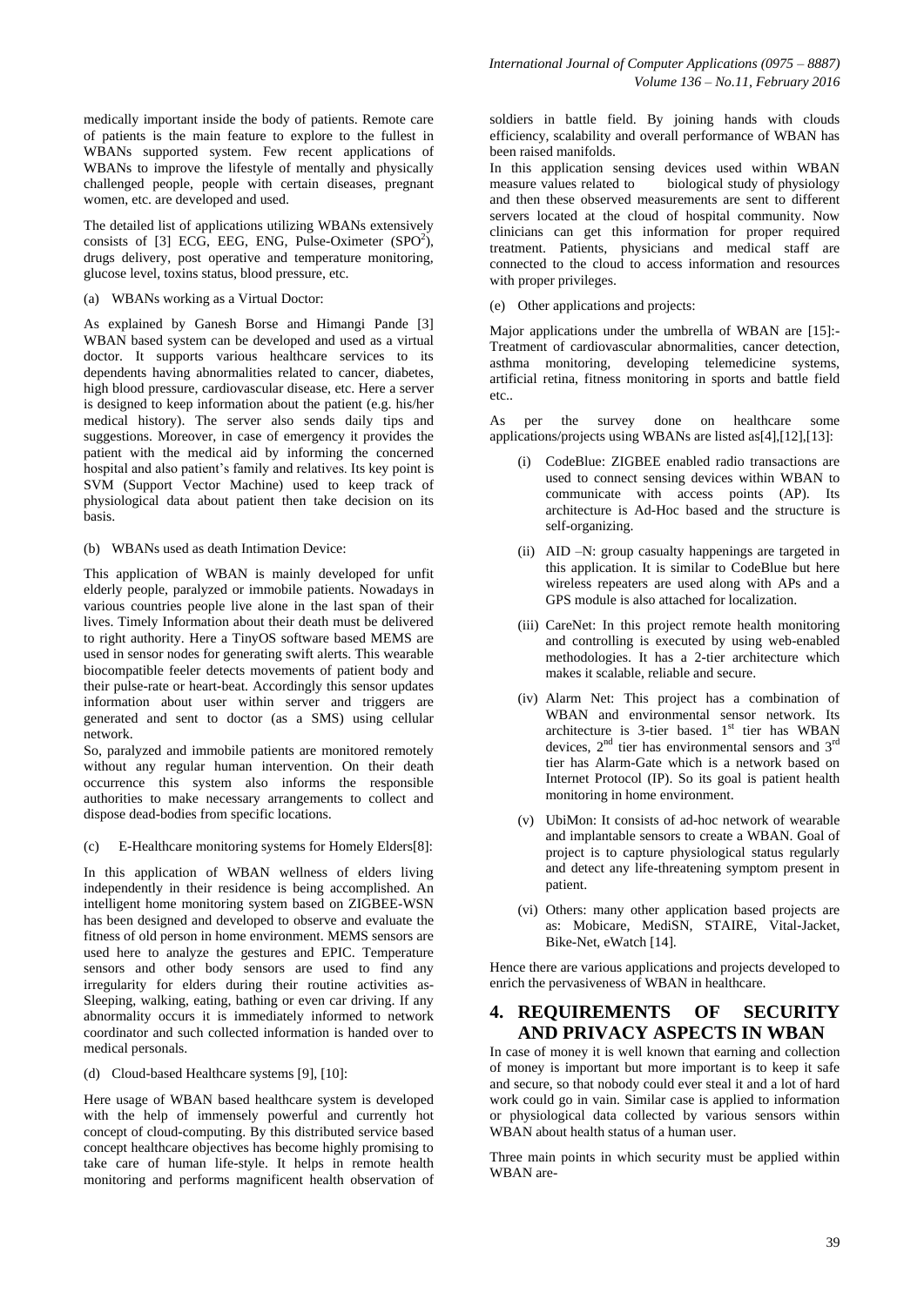medically important inside the body of patients. Remote care of patients is the main feature to explore to the fullest in WBANs supported system. Few recent applications of WBANs to improve the lifestyle of mentally and physically challenged people, people with certain diseases, pregnant women, etc. are developed and used.

The detailed list of applications utilizing WBANs extensively consists of [3] ECG, EEG, ENG, Pulse-Oximeter ($SPO^2$), drugs delivery, post operative and temperature monitoring, glucose level, toxins status, blood pressure, etc.

(a) WBANs working as a Virtual Doctor:

As explained by Ganesh Borse and Himangi Pande [3] WBAN based system can be developed and used as a virtual doctor. It supports various healthcare services to its dependents having abnormalities related to cancer, diabetes, high blood pressure, cardiovascular disease, etc. Here a server is designed to keep information about the patient (e.g. his/her medical history). The server also sends daily tips and suggestions. Moreover, in case of emergency it provides the patient with the medical aid by informing the concerned hospital and also patient's family and relatives. Its key point is SVM (Support Vector Machine) used to keep track of physiological data about patient then take decision on its basis.

(b) WBANs used as death Intimation Device:

This application of WBAN is mainly developed for unfit elderly people, paralyzed or immobile patients. Nowadays in various countries people live alone in the last span of their lives. Timely Information about their death must be delivered to right authority. Here a TinyOS software based MEMS are used in sensor nodes for generating swift alerts. This wearable biocompatible feeler detects movements of patient body and their pulse-rate or heart-beat. Accordingly this sensor updates information about user within server and triggers are generated and sent to doctor (as a SMS) using cellular network.

So, paralyzed and immobile patients are monitored remotely without any regular human intervention. On their death occurrence this system also informs the responsible authorities to make necessary arrangements to collect and dispose dead-bodies from specific locations.

(c) E-Healthcare monitoring systems for Homely Elders[8]:

In this application of WBAN wellness of elders living independently in their residence is being accomplished. An intelligent home monitoring system based on ZIGBEE-WSN has been designed and developed to observe and evaluate the fitness of old person in home environment. MEMS sensors are used here to analyze the gestures and EPIC. Temperature sensors and other body sensors are used to find any irregularity for elders during their routine activities as- Sleeping, walking, eating, bathing or even car driving. If any abnormality occurs it is immediately informed to network coordinator and such collected information is handed over to medical personals.

(d) Cloud-based Healthcare systems [9], [10]:

Here usage of WBAN based healthcare system is developed with the help of immensely powerful and currently hot concept of cloud-computing. By this distributed service based concept healthcare objectives has become highly promising to take care of human life-style. It helps in remote health monitoring and performs magnificent health observation of soldiers in battle field. By joining hands with clouds efficiency, scalability and overall performance of WBAN has been raised manifolds.

In this application sensing devices used within WBAN measure values related to biological study of physiology and then these observed measurements are sent to different servers located at the cloud of hospital community. Now clinicians can get this information for proper required treatment. Patients, physicians and medical staff are connected to the cloud to access information and resources with proper privileges.

(e) Other applications and projects:

Major applications under the umbrella of WBAN are [15]:- Treatment of cardiovascular abnormalities, cancer detection, asthma monitoring, developing telemedicine systems, artificial retina, fitness monitoring in sports and battle field etc..

As per the survey done on healthcare some applications/projects using WBANs are listed as[4],[12],[13]:

(i) CodeBlue: ZIGBEE enabled radio transactions are used to connect sensing devices within WBAN to communicate with access points (AP). Its architecture is Ad-Hoc based and the structure is self-organizing.

(ii) AID –N: group casualty happenings are targeted in this application. It is similar to CodeBlue but here wireless repeaters are used along with APs and a GPS module is also attached for localization.

(iii) CareNet: In this project remote health monitoring and controlling is executed by using web-enabled methodologies. It has a 2-tier architecture which makes it scalable, reliable and secure.

(iv) Alarm Net: This project has a combination of WBAN and environmental sensor network. Its architecture is 3-tier based. 1st tier has WBAN devices, 2nd tier has environmental sensors and 3rd tier has Alarm-Gate which is a network based on Internet Protocol (IP). So its goal is patient health monitoring in home environment.

(v) UbiMon: It consists of ad-hoc network of wearable and implantable sensors to create a WBAN. Goal of project is to capture physiological status regularly and detect any life-threatening symptom present in patient.

(vi) Others: many other application based projects are as: Mobicare, MediSN, STAIRE, Vital-Jacket, Bike-Net, eWatch [14].

Hence there are various applications and projects developed to enrich the pervasiveness of WBAN in healthcare.

## 4. REQUIREMENTS OF SECURITY AND PRIVACY ASPECTS IN WBAN

In case of money it is well known that earning and collection of money is important but more important is to keep it safe and secure, so that nobody could ever steal it and a lot of hard work could go in vain. Similar case is applied to information or physiological data collected by various sensors within WBAN about health status of a human user.

Three main points in which security must be applied within WBAN are-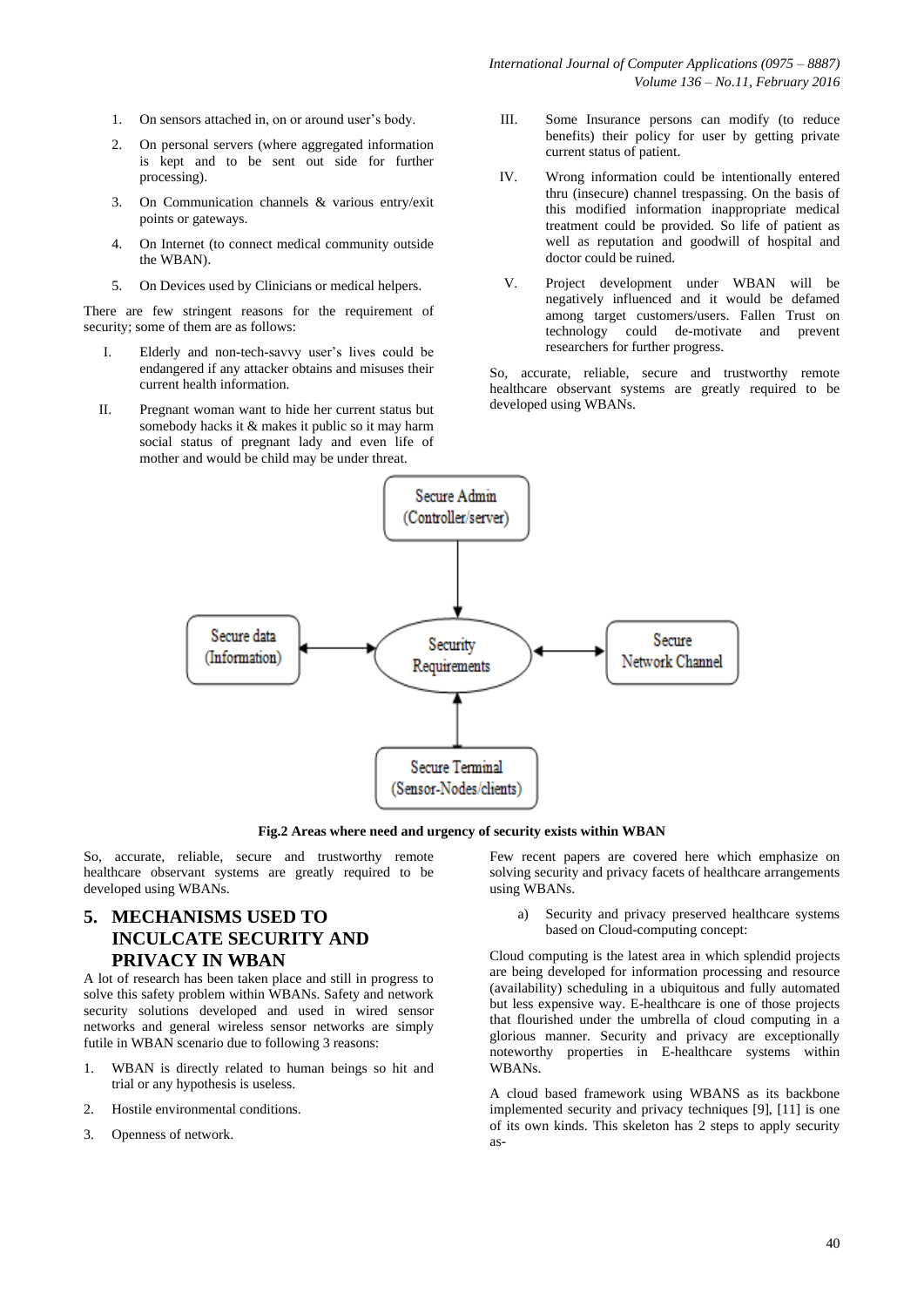1. On sensors attached in, on or around user's body.
2. On personal servers (where aggregated information is kept and to be sent out side for further processing).
3. On Communication channels & various entry/exit points or gateways.
4. On Internet (to connect medical community outside the WBAN).
5. On Devices used by Clinicians or medical helpers.

There are few stringent reasons for the requirement of security; some of them are as follows:

I. Elderly and non-tech-savvy user's lives could be endangered if any attacker obtains and misuses their current health information.

II. Pregnant woman want to hide her current status but somebody hacks it & makes it public so it may harm social status of pregnant lady and even life of mother and would be child may be under threat.

III. Some Insurance persons can modify (to reduce benefits) their policy for user by getting private current status of patient.

IV. Wrong information could be intentionally entered thru (insecure) channel trespassing. On the basis of this modified information inappropriate medical treatment could be provided. So life of patient as well as reputation and goodwill of hospital and doctor could be ruined.

V. Project development under WBAN will be negatively influenced and it would be defamed among target customers/users. Fallen Trust on technology could de-motivate and prevent researchers for further progress.

So, accurate, reliable, secure and trustworthy remote healthcare observant systems are greatly required to be developed using WBANs.

Secure Admin (Controller/server)

Secure data (Information)

Security Requirements

Secure Network Channel

Secure Terminal (Sensor-Nodes/clients)

**Fig.2 Areas where need and urgency of security exists within WBAN**

So, accurate, reliable, secure and trustworthy remote healthcare observant systems are greatly required to be developed using WBANs.

## 5. MECHANISMS USED TO INCULCATE SECURITY AND PRIVACY IN WBAN

A lot of research has taken place and still in progress to solve this safety problem within WBANs. Safety and network security solutions developed and used in wired sensor networks and general wireless sensor networks are simply futile in WBAN scenario due to following 3 reasons:

1. WBAN is directly related to human beings so hit and trial or any hypothesis is useless.
2. Hostile environmental conditions.
3. Openness of network.

Few recent papers are covered here which emphasize on solving security and privacy facets of healthcare arrangements using WBANs.

a) Security and privacy preserved healthcare systems based on Cloud-computing concept:

Cloud computing is the latest area in which splendid projects are being developed for information processing and resource (availability) scheduling in a ubiquitous and fully automated but less expensive way. E-healthcare is one of those projects that flourished under the umbrella of cloud computing in a glorious manner. Security and privacy are exceptionally noteworthy properties in E-healthcare systems within WBANs.

A cloud based framework using WBANS as its backbone implemented security and privacy techniques [9], [11] is one of its own kinds. This skeleton has 2 steps to apply security as-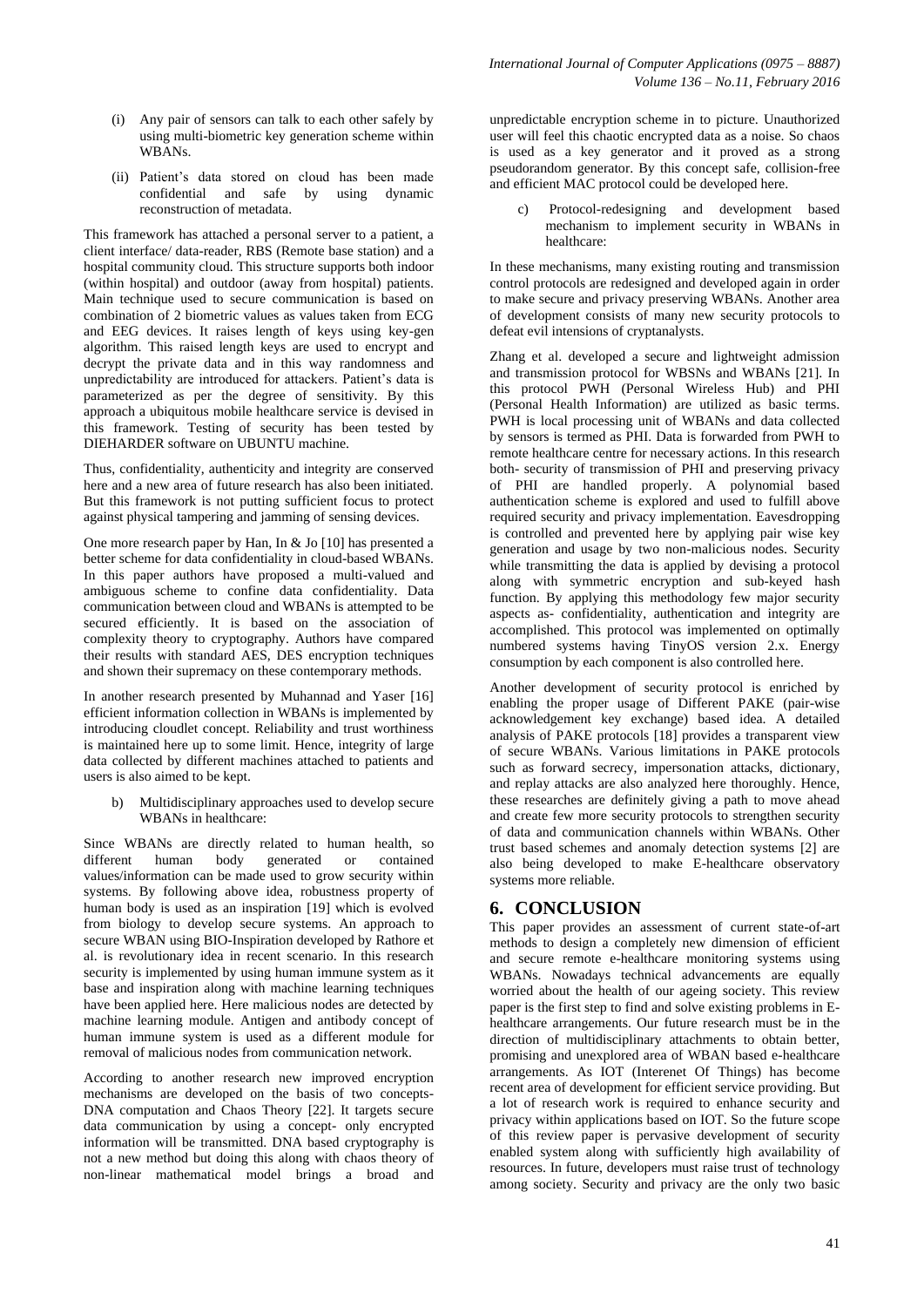(i) Any pair of sensors can talk to each other safely by using multi-biometric key generation scheme within WBANs.

(ii) Patient's data stored on cloud has been made confidential and safe by using dynamic reconstruction of metadata.

This framework has attached a personal server to a patient, a client interface/ data-reader, RBS (Remote base station) and a hospital community cloud. This structure supports both indoor (within hospital) and outdoor (away from hospital) patients. Main technique used to secure communication is based on combination of 2 biometric values as values taken from ECG and EEG devices. It raises length of keys using key-gen algorithm. This raised length keys are used to encrypt and decrypt the private data and in this way randomness and unpredictability are introduced for attackers. Patient's data is parameterized as per the degree of sensitivity. By this approach a ubiquitous mobile healthcare service is devised in this framework. Testing of security has been tested by DIEHARDER software on UBUNTU machine.

Thus, confidentiality, authenticity and integrity are conserved here and a new area of future research has also been initiated. But this framework is not putting sufficient focus to protect against physical tampering and jamming of sensing devices.

One more research paper by Han, In & Jo [10] has presented a better scheme for data confidentiality in cloud-based WBANs. In this paper authors have proposed a multi-valued and ambiguous scheme to confine data confidentiality. Data communication between cloud and WBANs is attempted to be secured efficiently. It is based on the association of complexity theory to cryptography. Authors have compared their results with standard AES, DES encryption techniques and shown their supremacy on these contemporary methods.

In another research presented by Muhannad and Yaser [16] efficient information collection in WBANs is implemented by introducing cloudlet concept. Reliability and trust worthiness is maintained here up to some limit. Hence, integrity of large data collected by different machines attached to patients and users is also aimed to be kept.

b) Multidisciplinary approaches used to develop secure WBANs in healthcare:

Since WBANs are directly related to human health, so different human body generated or contained values/information can be made used to grow security within systems. By following above idea, robustness property of human body is used as an inspiration [19] which is evolved from biology to develop secure systems. An approach to secure WBAN using BIO-Inspiration developed by Rathore et al. is revolutionary idea in recent scenario. In this research security is implemented by using human immune system as it base and inspiration along with machine learning techniques have been applied here. Here malicious nodes are detected by machine learning module. Antigen and antibody concept of human immune system is used as a different module for removal of malicious nodes from communication network.

According to another research new improved encryption mechanisms are developed on the basis of two concepts- DNA computation and Chaos Theory [22]. It targets secure data communication by using a concept- only encrypted information will be transmitted. DNA based cryptography is not a new method but doing this along with chaos theory of non-linear mathematical model brings a broad and unpredictable encryption scheme in to picture. Unauthorized user will feel this chaotic encrypted data as a noise. So chaos is used as a key generator and it proved as a strong pseudorandom generator. By this concept safe, collision-free and efficient MAC protocol could be developed here.

c) Protocol-redesigning and development based mechanism to implement security in WBANs in healthcare:

In these mechanisms, many existing routing and transmission control protocols are redesigned and developed again in order to make secure and privacy preserving WBANs. Another area of development consists of many new security protocols to defeat evil intensions of cryptanalysts.

Zhang et al. developed a secure and lightweight admission and transmission protocol for WBSNs and WBANs [21]. In this protocol PWH (Personal Wireless Hub) and PHI (Personal Health Information) are utilized as basic terms. PWH is local processing unit of WBANs and data collected by sensors is termed as PHI. Data is forwarded from PWH to remote healthcare centre for necessary actions. In this research both- security of transmission of PHI and preserving privacy of PHI are handled properly. A polynomial based authentication scheme is explored and used to fulfill above required security and privacy implementation. Eavesdropping is controlled and prevented here by applying pair wise key generation and usage by two non-malicious nodes. Security while transmitting the data is applied by devising a protocol along with symmetric encryption and sub-keyed hash function. By applying this methodology few major security aspects as- confidentiality, authentication and integrity are accomplished. This protocol was implemented on optimally numbered systems having TinyOS version 2.x. Energy consumption by each component is also controlled here.

Another development of security protocol is enriched by enabling the proper usage of Different PAKE (pair-wise acknowledgement key exchange) based idea. A detailed analysis of PAKE protocols [18] provides a transparent view of secure WBANs. Various limitations in PAKE protocols such as forward secrecy, impersonation attacks, dictionary, and replay attacks are also analyzed here thoroughly. Hence, these researches are definitely giving a path to move ahead and create few more security protocols to strengthen security of data and communication channels within WBANs. Other trust based schemes and anomaly detection systems [2] are also being developed to make E-healthcare observatory systems more reliable.

## 6. CONCLUSION

This paper provides an assessment of current state-of-art methods to design a completely new dimension of efficient and secure remote e-healthcare monitoring systems using WBANs. Nowadays technical advancements are equally worried about the health of our ageing society. This review paper is the first step to find and solve existing problems in E-healthcare arrangements. Our future research must be in the direction of multidisciplinary attachments to obtain better, promising and unexplored area of WBAN based e-healthcare arrangements. As IOT (Interenet Of Things) has become recent area of development for efficient service providing. But a lot of research work is required to enhance security and privacy within applications based on IOT. So the future scope of this review paper is pervasive development of security enabled system along with sufficiently high availability of resources. In future, developers must raise trust of technology among society. Security and privacy are the only two basic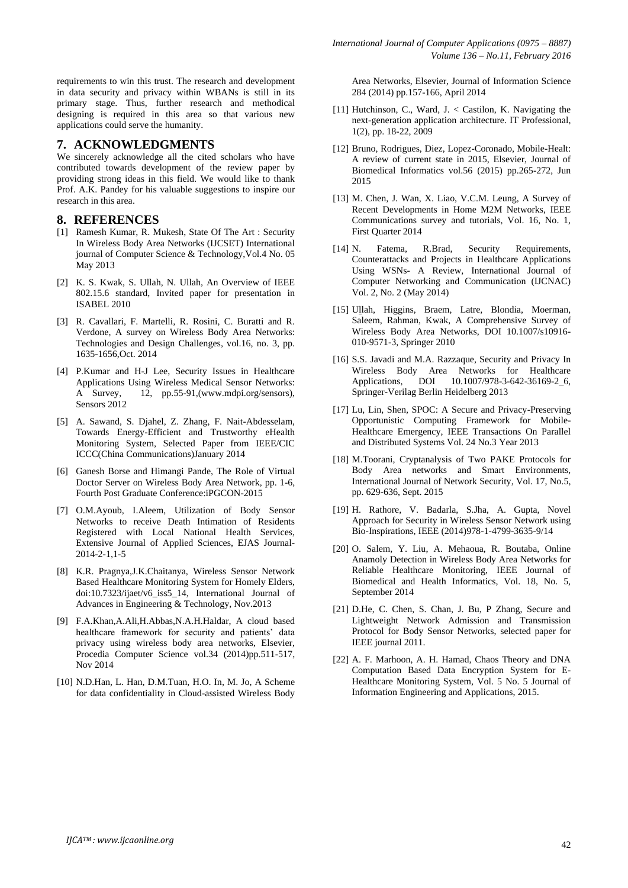requirements to win this trust. The research and development in data security and privacy within WBANs is still in its primary stage. Thus, further research and methodical designing is required in this area so that various new applications could serve the humanity.

## 7. ACKNOWLEDGMENTS

We sincerely acknowledge all the cited scholars who have contributed towards development of the review paper by providing strong ideas in this field. We would like to thank Prof. A.K. Pandey for his valuable suggestions to inspire our research in this area.

## 8. REFERENCES

[1] Ramesh Kumar, R. Mukesh, State Of The Art : Security In Wireless Body Area Networks (IJCSET) International journal of Computer Science & Technology,Vol.4 No. 05 May 2013

[2] K. S. Kwak, S. Ullah, N. Ullah, An Overview of IEEE 802.15.6 standard, Invited paper for presentation in ISABEL 2010

[3] R. Cavallari, F. Martelli, R. Rosini, C. Buratti and R. Verdone, A survey on Wireless Body Area Networks: Technologies and Design Challenges, vol.16, no. 3, pp. 1635-1656,Oct. 2014

[4] P.Kumar and H-J Lee, Security Issues in Healthcare Applications Using Wireless Medical Sensor Networks: A Survey, 12, pp.55-91,(www.mdpi.org/sensors), Sensors 2012

[5] A. Sawand, S. Djahel, Z. Zhang, F. Nait-Abdesselam, Towards Energy-Efficient and Trustworthy eHealth Monitoring System, Selected Paper from IEEE/CIC ICCC(China Communications)January 2014

[6] Ganesh Borse and Himangi Pande, The Role of Virtual Doctor Server on Wireless Body Area Network, pp. 1-6, Fourth Post Graduate Conference:iPGCON-2015

[7] O.M.Ayoub, I.Aleem, Utilization of Body Sensor Networks to receive Death Intimation of Residents Registered with Local National Health Services, Extensive Journal of Applied Sciences, EJAS Journal-2014-2-1,1-5

[8] K.R. Pragnya,J.K.Chaitanya, Wireless Sensor Network Based Healthcare Monitoring System for Homely Elders, doi:10.7323/ijaet/v6_iss5_14, International Journal of Advances in Engineering & Technology, Nov.2013

[9] F.A.Khan,A.Ali,H.Abbas,N.A.H.Haldar, A cloud based healthcare framework for security and patients' data privacy using wireless body area networks, Elsevier, Procedia Computer Science vol.34 (2014)pp.511-517, Nov 2014

[10] N.D.Han, L. Han, D.M.Tuan, H.O. In, M. Jo, A Scheme for data confidentiality in Cloud-assisted Wireless Body Area Networks, Elsevier, Journal of Information Science 284 (2014) pp.157-166, April 2014

[11] Hutchinson, C., Ward, J. < Castilon, K. Navigating the next-generation application architecture. IT Professional, 1(2), pp. 18-22, 2009

[12] Bruno, Rodrigues, Diez, Lopez-Coronado, Mobile-Healt: A review of current state in 2015, Elsevier, Journal of Biomedical Informatics vol.56 (2015) pp.265-272, Jun 2015

[13] M. Chen, J. Wan, X. Liao, V.C.M. Leung, A Survey of Recent Developments in Home M2M Networks, IEEE Communications survey and tutorials, Vol. 16, No. 1, First Quarter 2014

[14] N. Fatema, R.Brad, Security Requirements, Counterattacks and Projects in Healthcare Applications Using WSNs- A Review, International Journal of Computer Networking and Communication (IJCNAC) Vol. 2, No. 2 (May 2014)

[15] Ullah, Higgins, Braem, Latre, Blondia, Moerman, Saleem, Rahman, Kwak, A Comprehensive Survey of Wireless Body Area Networks, DOI 10.1007/s10916-010-9571-3, Springer 2010

[16] S.S. Javadi and M.A. Razzaque, Security and Privacy In Wireless Body Area Networks for Healthcare Applications, DOI 10.1007/978-3-642-36169-2_6, Springer-Verilag Berlin Heidelberg 2013

[17] Lu, Lin, Shen, SPOC: A Secure and Privacy-Preserving Opportunistic Computing Framework for Mobile-Healthcare Emergency, IEEE Transactions On Parallel and Distributed Systems Vol. 24 No.3 Year 2013

[18] M.Toorani, Cryptanalysis of Two PAKE Protocols for Body Area networks and Smart Environments, International Journal of Network Security, Vol. 17, No.5, pp. 629-636, Sept. 2015

[19] H. Rathore, V. Badarla, S.Jha, A. Gupta, Novel Approach for Security in Wireless Sensor Network using Bio-Inspirations, IEEE (2014)978-1-4799-3635-9/14

[20] O. Salem, Y. Liu, A. Mehaoua, R. Boutaba, Online Anamoly Detection in Wireless Body Area Networks for Reliable Healthcare Monitoring, IEEE Journal of Biomedical and Health Informatics, Vol. 18, No. 5, September 2014

[21] D.He, C. Chen, S. Chan, J. Bu, P Zhang, Secure and Lightweight Network Admission and Transmission Protocol for Body Sensor Networks, selected paper for IEEE journal 2011.

[22] A. F. Marhoon, A. H. Hamad, Chaos Theory and DNA Computation Based Data Encryption System for E-Healthcare Monitoring System, Vol. 5 No. 5 Journal of Information Engineering and Applications, 2015.